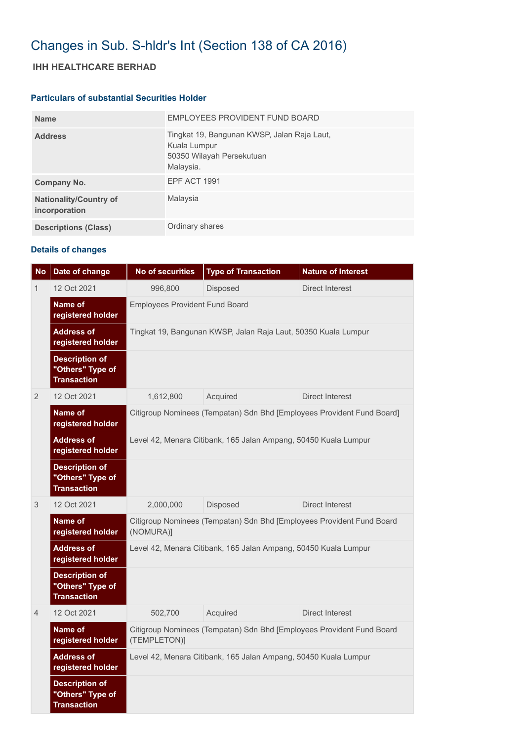# Changes in Sub. S-hldr's Int (Section 138 of CA 2016)

## IHH HEALTHCARE BERHAD

### Particulars of substantial Securities Holder

| | |
|---|---|
| **Name** | EMPLOYEES PROVIDENT FUND BOARD |
| **Address** | Tingkat 19, Bangunan KWSP, Jalan Raja Laut, Kuala Lumpur 50350 Wilayah Persekutuan Malaysia. |
| **Company No.** | EPF ACT 1991 |
| **Nationality/Country of incorporation** | Malaysia |
| **Descriptions (Class)** | Ordinary shares |

### Details of changes

| No | Date of change | No of securities | Type of Transaction | Nature of Interest |
|---|---|---|---|---|
| 1 | 12 Oct 2021 | 996,800 | Disposed | Direct Interest |
| | **Name of registered holder** | Employees Provident Fund Board | | |
| | **Address of registered holder** | Tingkat 19, Bangunan KWSP, Jalan Raja Laut, 50350 Kuala Lumpur | | |
| | **Description of "Others" Type of Transaction** | | | |
| 2 | 12 Oct 2021 | 1,612,800 | Acquired | Direct Interest |
| | **Name of registered holder** | Citigroup Nominees (Tempatan) Sdn Bhd [Employees Provident Fund Board] | | |
| | **Address of registered holder** | Level 42, Menara Citibank, 165 Jalan Ampang, 50450 Kuala Lumpur | | |
| | **Description of "Others" Type of Transaction** | | | |
| 3 | 12 Oct 2021 | 2,000,000 | Disposed | Direct Interest |
| | **Name of registered holder** | Citigroup Nominees (Tempatan) Sdn Bhd [Employees Provident Fund Board (NOMURA)] | | |
| | **Address of registered holder** | Level 42, Menara Citibank, 165 Jalan Ampang, 50450 Kuala Lumpur | | |
| | **Description of "Others" Type of Transaction** | | | |
| 4 | 12 Oct 2021 | 502,700 | Acquired | Direct Interest |
| | **Name of registered holder** | Citigroup Nominees (Tempatan) Sdn Bhd [Employees Provident Fund Board (TEMPLETON)] | | |
| | **Address of registered holder** | Level 42, Menara Citibank, 165 Jalan Ampang, 50450 Kuala Lumpur | | |
| | **Description of "Others" Type of Transaction** | | | |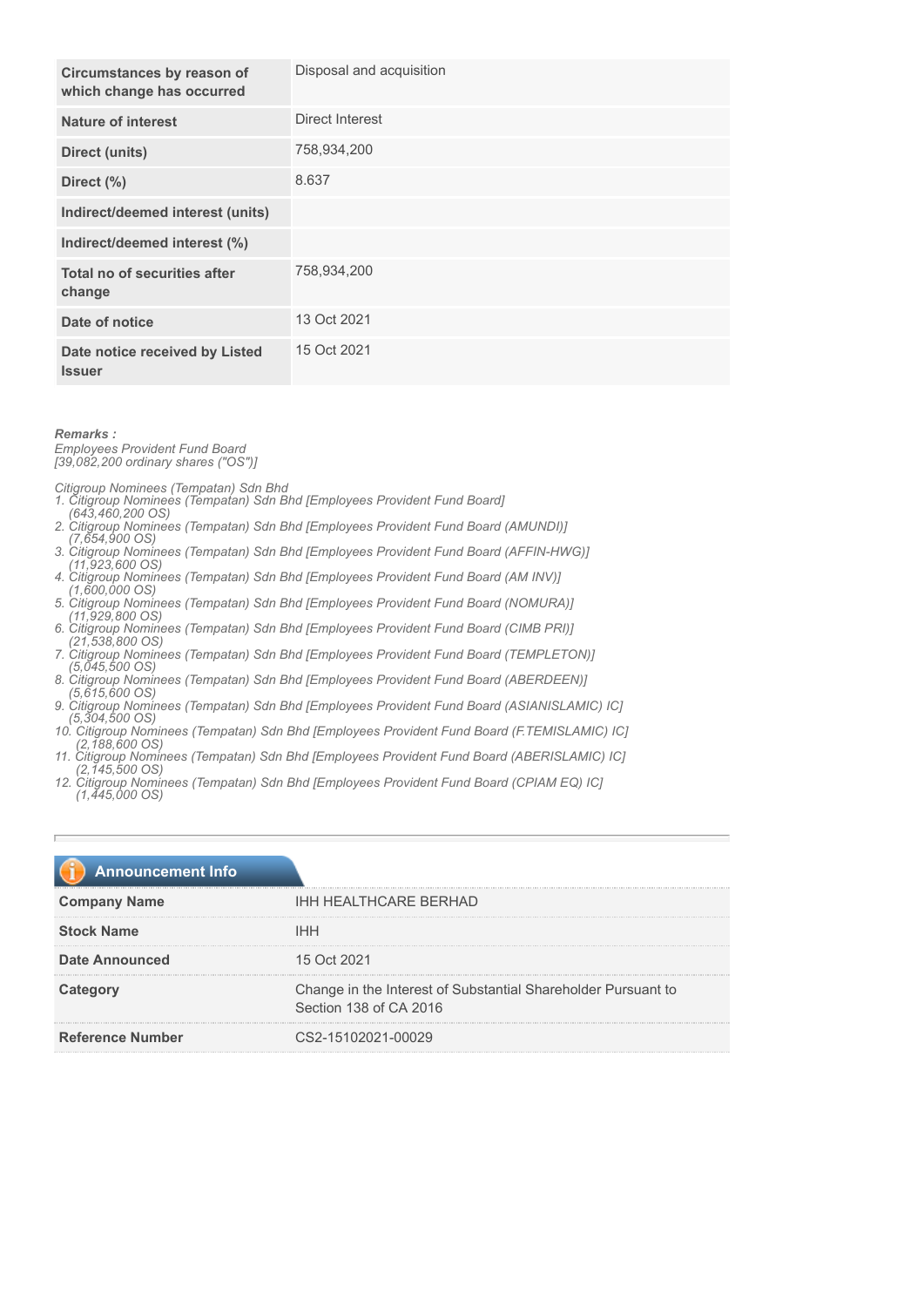| | |
|---|---|
| **Circumstances by reason of which change has occurred** | Disposal and acquisition |
| **Nature of interest** | Direct Interest |
| **Direct (units)** | 758,934,200 |
| **Direct (%)** | 8.637 |
| **Indirect/deemed interest (units)** | |
| **Indirect/deemed interest (%)** | |
| **Total no of securities after change** | 758,934,200 |
| **Date of notice** | 13 Oct 2021 |
| **Date notice received by Listed Issuer** | 15 Oct 2021 |

***Remarks :***
*Employees Provident Fund Board*
*[39,082,200 ordinary shares ("OS")]*

*Citigroup Nominees (Tempatan) Sdn Bhd*
1. *Citigroup Nominees (Tempatan) Sdn Bhd [Employees Provident Fund Board] (643,460,200 OS)*
2. *Citigroup Nominees (Tempatan) Sdn Bhd [Employees Provident Fund Board (AMUNDI)] (7,654,900 OS)*
3. *Citigroup Nominees (Tempatan) Sdn Bhd [Employees Provident Fund Board (AFFIN-HWG)] (11,923,600 OS)*
4. *Citigroup Nominees (Tempatan) Sdn Bhd [Employees Provident Fund Board (AM INV)] (1,600,000 OS)*
5. *Citigroup Nominees (Tempatan) Sdn Bhd [Employees Provident Fund Board (NOMURA)] (11,929,800 OS)*
6. *Citigroup Nominees (Tempatan) Sdn Bhd [Employees Provident Fund Board (CIMB PRI)] (21,538,800 OS)*
7. *Citigroup Nominees (Tempatan) Sdn Bhd [Employees Provident Fund Board (TEMPLETON)] (5,045,500 OS)*
8. *Citigroup Nominees (Tempatan) Sdn Bhd [Employees Provident Fund Board (ABERDEEN)] (5,615,600 OS)*
9. *Citigroup Nominees (Tempatan) Sdn Bhd [Employees Provident Fund Board (ASIANISLAMIC) IC] (5,304,500 OS)*
10. *Citigroup Nominees (Tempatan) Sdn Bhd [Employees Provident Fund Board (F.TEMISLAMIC) IC] (2,188,600 OS)*
11. *Citigroup Nominees (Tempatan) Sdn Bhd [Employees Provident Fund Board (ABERISLAMIC) IC] (2,145,500 OS)*
12. *Citigroup Nominees (Tempatan) Sdn Bhd [Employees Provident Fund Board (CPIAM EQ) IC] (1,445,000 OS)*

## Announcement Info

| | |
|---|---|
| **Company Name** | IHH HEALTHCARE BERHAD |
| **Stock Name** | IHH |
| **Date Announced** | 15 Oct 2021 |
| **Category** | Change in the Interest of Substantial Shareholder Pursuant to Section 138 of CA 2016 |
| **Reference Number** | CS2-15102021-00029 |